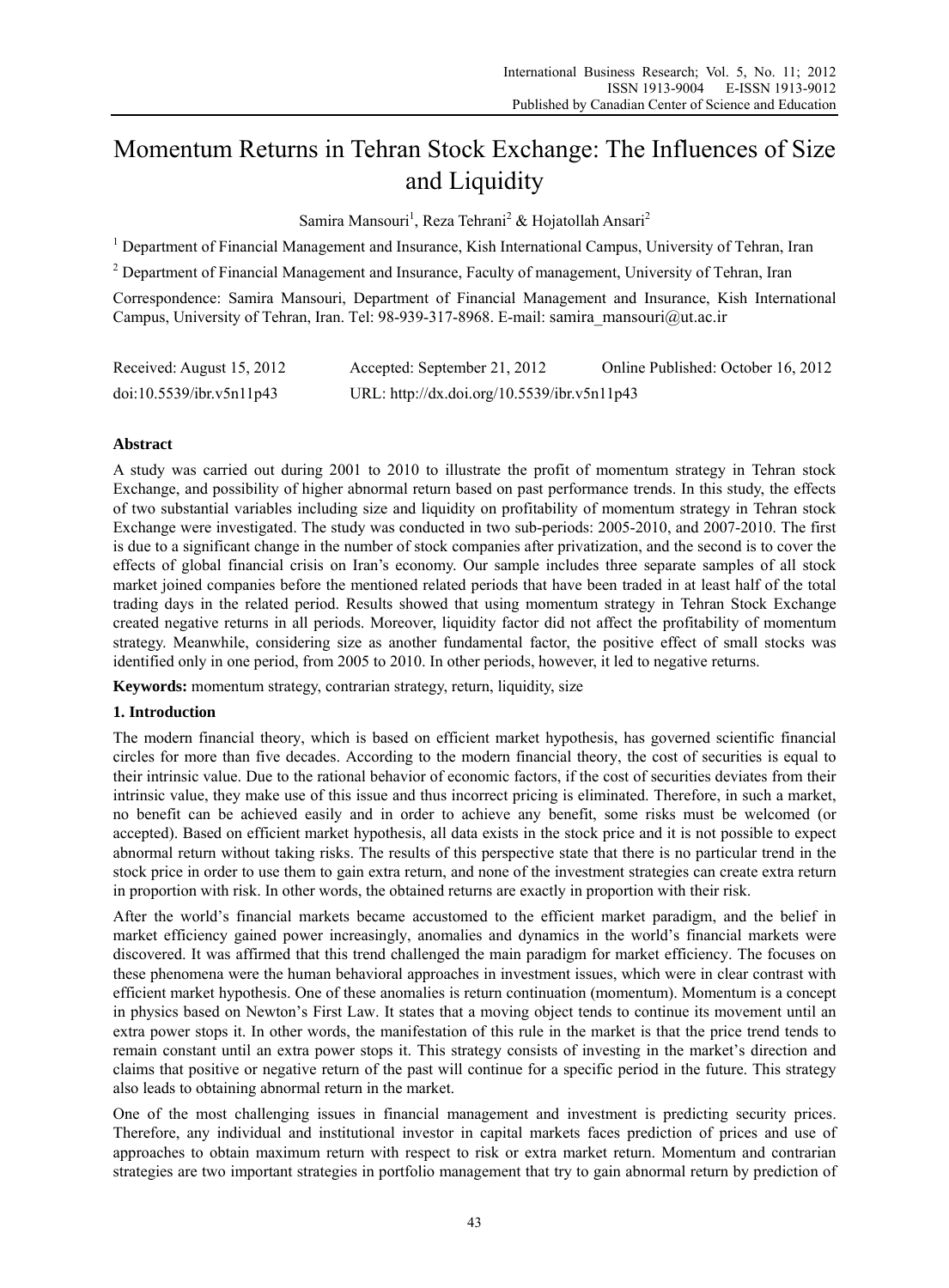# Momentum Returns in Tehran Stock Exchange: The Influences of Size and Liquidity

Samira Mansouri[1], Reza Tehrani[2] & Hojatollah Ansari[2]

[1] Department of Financial Management and Insurance, Kish International Campus, University of Tehran, Iran

[2] Department of Financial Management and Insurance, Faculty of management, University of Tehran, Iran

Correspondence: Samira Mansouri, Department of Financial Management and Insurance, Kish International Campus, University of Tehran, Iran. Tel: 98-939-317-8968. E-mail: samira_mansouri@ut.ac.ir

Received: August 15, 2012 Accepted: September 21, 2012 Online Published: October 16, 2012

doi:10.5539/ibr.v5n11p43 URL: http://dx.doi.org/10.5539/ibr.v5n11p43

## Abstract

A study was carried out during 2001 to 2010 to illustrate the profit of momentum strategy in Tehran stock Exchange, and possibility of higher abnormal return based on past performance trends. In this study, the effects of two substantial variables including size and liquidity on profitability of momentum strategy in Tehran stock Exchange were investigated. The study was conducted in two sub-periods: 2005-2010, and 2007-2010. The first is due to a significant change in the number of stock companies after privatization, and the second is to cover the effects of global financial crisis on Iran's economy. Our sample includes three separate samples of all stock market joined companies before the mentioned related periods that have been traded in at least half of the total trading days in the related period. Results showed that using momentum strategy in Tehran Stock Exchange created negative returns in all periods. Moreover, liquidity factor did not affect the profitability of momentum strategy. Meanwhile, considering size as another fundamental factor, the positive effect of small stocks was identified only in one period, from 2005 to 2010. In other periods, however, it led to negative returns.

**Keywords:** momentum strategy, contrarian strategy, return, liquidity, size

## 1. Introduction

The modern financial theory, which is based on efficient market hypothesis, has governed scientific financial circles for more than five decades. According to the modern financial theory, the cost of securities is equal to their intrinsic value. Due to the rational behavior of economic factors, if the cost of securities deviates from their intrinsic value, they make use of this issue and thus incorrect pricing is eliminated. Therefore, in such a market, no benefit can be achieved easily and in order to achieve any benefit, some risks must be welcomed (or accepted). Based on efficient market hypothesis, all data exists in the stock price and it is not possible to expect abnormal return without taking risks. The results of this perspective state that there is no particular trend in the stock price in order to use them to gain extra return, and none of the investment strategies can create extra return in proportion with risk. In other words, the obtained returns are exactly in proportion with their risk.

After the world's financial markets became accustomed to the efficient market paradigm, and the belief in market efficiency gained power increasingly, anomalies and dynamics in the world's financial markets were discovered. It was affirmed that this trend challenged the main paradigm for market efficiency. The focuses on these phenomena were the human behavioral approaches in investment issues, which were in clear contrast with efficient market hypothesis. One of these anomalies is return continuation (momentum). Momentum is a concept in physics based on Newton's First Law. It states that a moving object tends to continue its movement until an extra power stops it. In other words, the manifestation of this rule in the market is that the price trend tends to remain constant until an extra power stops it. This strategy consists of investing in the market's direction and claims that positive or negative return of the past will continue for a specific period in the future. This strategy also leads to obtaining abnormal return in the market.

One of the most challenging issues in financial management and investment is predicting security prices. Therefore, any individual and institutional investor in capital markets faces prediction of prices and use of approaches to obtain maximum return with respect to risk or extra market return. Momentum and contrarian strategies are two important strategies in portfolio management that try to gain abnormal return by prediction of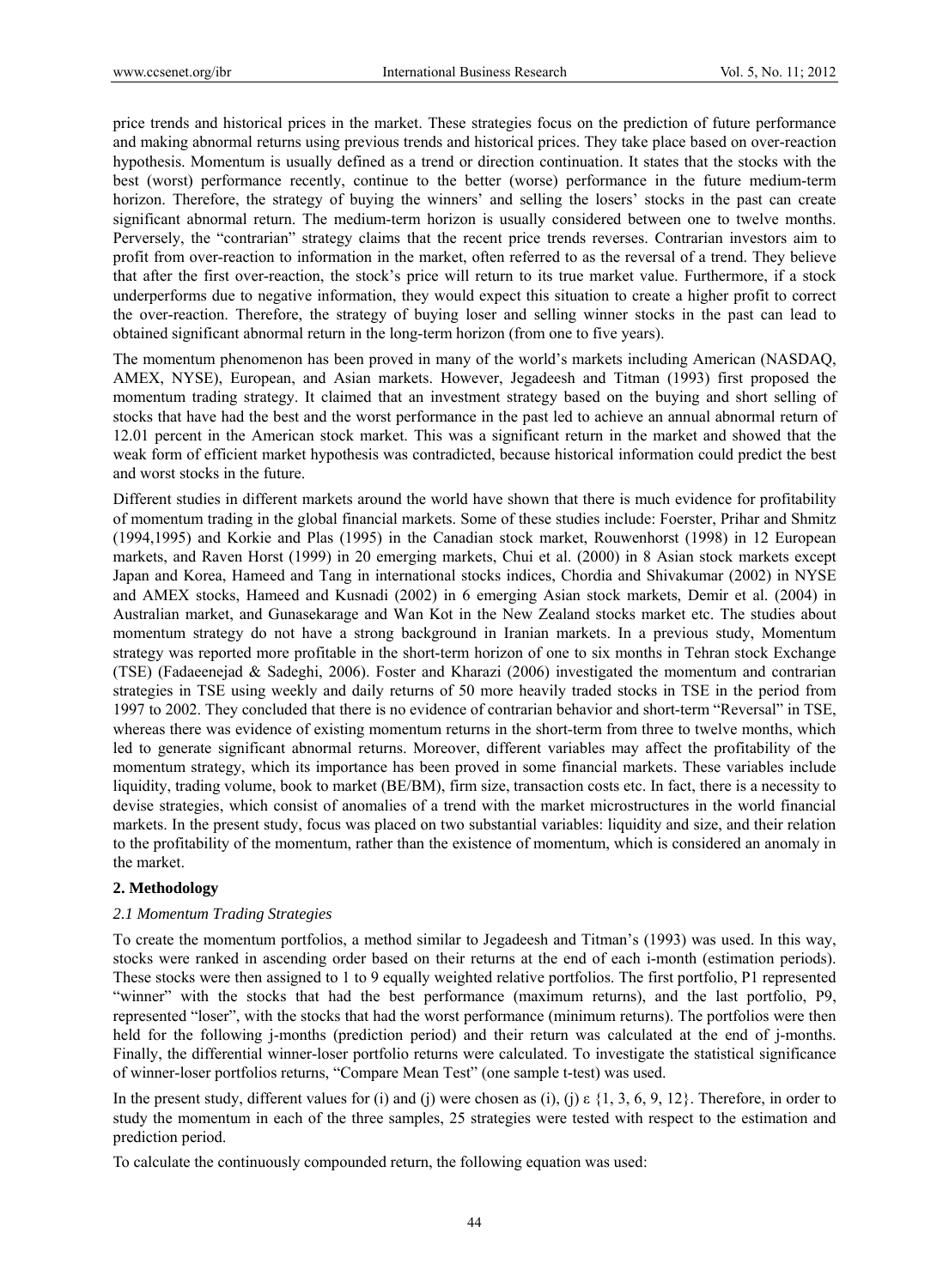price trends and historical prices in the market. These strategies focus on the prediction of future performance and making abnormal returns using previous trends and historical prices. They take place based on over-reaction hypothesis. Momentum is usually defined as a trend or direction continuation. It states that the stocks with the best (worst) performance recently, continue to the better (worse) performance in the future medium-term horizon. Therefore, the strategy of buying the winners' and selling the losers' stocks in the past can create significant abnormal return. The medium-term horizon is usually considered between one to twelve months. Perversely, the "contrarian" strategy claims that the recent price trends reverses. Contrarian investors aim to profit from over-reaction to information in the market, often referred to as the reversal of a trend. They believe that after the first over-reaction, the stock's price will return to its true market value. Furthermore, if a stock underperforms due to negative information, they would expect this situation to create a higher profit to correct the over-reaction. Therefore, the strategy of buying loser and selling winner stocks in the past can lead to obtained significant abnormal return in the long-term horizon (from one to five years).

The momentum phenomenon has been proved in many of the world's markets including American (NASDAQ, AMEX, NYSE), European, and Asian markets. However, Jegadeesh and Titman (1993) first proposed the momentum trading strategy. It claimed that an investment strategy based on the buying and short selling of stocks that have had the best and the worst performance in the past led to achieve an annual abnormal return of 12.01 percent in the American stock market. This was a significant return in the market and showed that the weak form of efficient market hypothesis was contradicted, because historical information could predict the best and worst stocks in the future.

Different studies in different markets around the world have shown that there is much evidence for profitability of momentum trading in the global financial markets. Some of these studies include: Foerster, Prihar and Shmitz (1994,1995) and Korkie and Plas (1995) in the Canadian stock market, Rouwenhorst (1998) in 12 European markets, and Raven Horst (1999) in 20 emerging markets, Chui et al. (2000) in 8 Asian stock markets except Japan and Korea, Hameed and Tang in international stocks indices, Chordia and Shivakumar (2002) in NYSE and AMEX stocks, Hameed and Kusnadi (2002) in 6 emerging Asian stock markets, Demir et al. (2004) in Australian market, and Gunasekarage and Wan Kot in the New Zealand stocks market etc. The studies about momentum strategy do not have a strong background in Iranian markets. In a previous study, Momentum strategy was reported more profitable in the short-term horizon of one to six months in Tehran stock Exchange (TSE) (Fadaeenejad & Sadeghi, 2006). Foster and Kharazi (2006) investigated the momentum and contrarian strategies in TSE using weekly and daily returns of 50 more heavily traded stocks in TSE in the period from 1997 to 2002. They concluded that there is no evidence of contrarian behavior and short-term "Reversal" in TSE, whereas there was evidence of existing momentum returns in the short-term from three to twelve months, which led to generate significant abnormal returns. Moreover, different variables may affect the profitability of the momentum strategy, which its importance has been proved in some financial markets. These variables include liquidity, trading volume, book to market (BE/BM), firm size, transaction costs etc. In fact, there is a necessity to devise strategies, which consist of anomalies of a trend with the market microstructures in the world financial markets. In the present study, focus was placed on two substantial variables: liquidity and size, and their relation to the profitability of the momentum, rather than the existence of momentum, which is considered an anomaly in the market.

## 2. Methodology

### *2.1 Momentum Trading Strategies*

To create the momentum portfolios, a method similar to Jegadeesh and Titman's (1993) was used. In this way, stocks were ranked in ascending order based on their returns at the end of each i-month (estimation periods). These stocks were then assigned to 1 to 9 equally weighted relative portfolios. The first portfolio, P1 represented "winner" with the stocks that had the best performance (maximum returns), and the last portfolio, P9, represented "loser", with the stocks that had the worst performance (minimum returns). The portfolios were then held for the following j-months (prediction period) and their return was calculated at the end of j-months. Finally, the differential winner-loser portfolio returns were calculated. To investigate the statistical significance of winner-loser portfolios returns, "Compare Mean Test" (one sample t-test) was used.

In the present study, different values for (i) and (j) were chosen as (i), (j) $\varepsilon$ {1, 3, 6, 9, 12}. Therefore, in order to study the momentum in each of the three samples, 25 strategies were tested with respect to the estimation and prediction period.

To calculate the continuously compounded return, the following equation was used: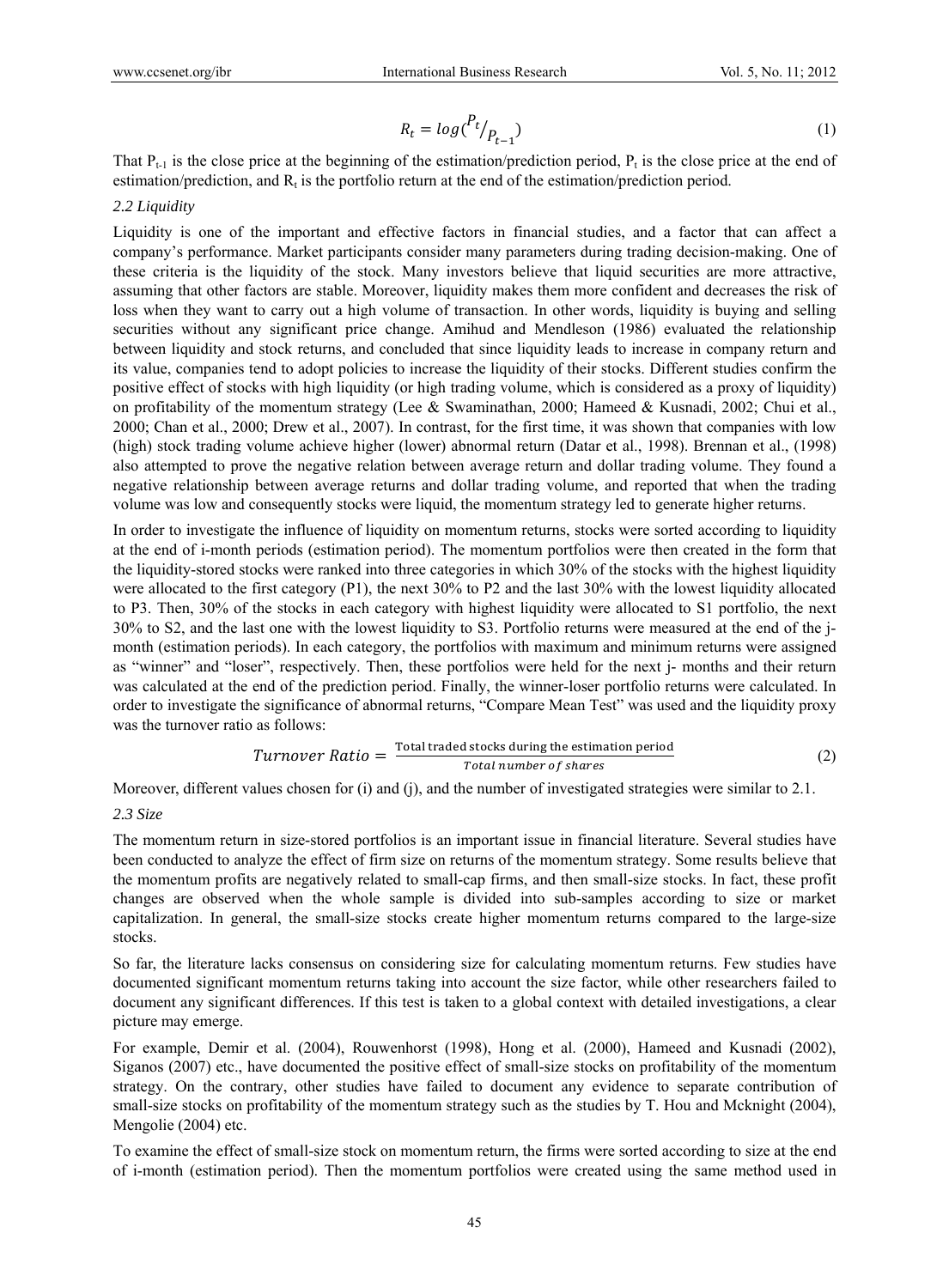$$R_t = log(^{P_t}/_{P_{t-1}}) \tag{1}$$

That $P_{t-1}$ is the close price at the beginning of the estimation/prediction period, $P_t$ is the close price at the end of estimation/prediction, and $R_t$ is the portfolio return at the end of the estimation/prediction period.

### *2.2 Liquidity*

Liquidity is one of the important and effective factors in financial studies, and a factor that can affect a company's performance. Market participants consider many parameters during trading decision-making. One of these criteria is the liquidity of the stock. Many investors believe that liquid securities are more attractive, assuming that other factors are stable. Moreover, liquidity makes them more confident and decreases the risk of loss when they want to carry out a high volume of transaction. In other words, liquidity is buying and selling securities without any significant price change. Amihud and Mendleson (1986) evaluated the relationship between liquidity and stock returns, and concluded that since liquidity leads to increase in company return and its value, companies tend to adopt policies to increase the liquidity of their stocks. Different studies confirm the positive effect of stocks with high liquidity (or high trading volume, which is considered as a proxy of liquidity) on profitability of the momentum strategy (Lee & Swaminathan, 2000; Hameed & Kusnadi, 2002; Chui et al., 2000; Chan et al., 2000; Drew et al., 2007). In contrast, for the first time, it was shown that companies with low (high) stock trading volume achieve higher (lower) abnormal return (Datar et al., 1998). Brennan et al., (1998) also attempted to prove the negative relation between average return and dollar trading volume. They found a negative relationship between average returns and dollar trading volume, and reported that when the trading volume was low and consequently stocks were liquid, the momentum strategy led to generate higher returns.

In order to investigate the influence of liquidity on momentum returns, stocks were sorted according to liquidity at the end of i-month periods (estimation period). The momentum portfolios were then created in the form that the liquidity-stored stocks were ranked into three categories in which 30% of the stocks with the highest liquidity were allocated to the first category (P1), the next 30% to P2 and the last 30% with the lowest liquidity allocated to P3. Then, 30% of the stocks in each category with highest liquidity were allocated to S1 portfolio, the next 30% to S2, and the last one with the lowest liquidity to S3. Portfolio returns were measured at the end of the j-month (estimation periods). In each category, the portfolios with maximum and minimum returns were assigned as "winner" and "loser", respectively. Then, these portfolios were held for the next j- months and their return was calculated at the end of the prediction period. Finally, the winner-loser portfolio returns were calculated. In order to investigate the significance of abnormal returns, "Compare Mean Test" was used and the liquidity proxy was the turnover ratio as follows:

$$Turnover\ Ratio = \frac{\text{Total traded stocks during the estimation period}}{Total\ number\ of\ shares} \tag{2}$$

Moreover, different values chosen for (i) and (j), and the number of investigated strategies were similar to 2.1.

### *2.3 Size*

The momentum return in size-stored portfolios is an important issue in financial literature. Several studies have been conducted to analyze the effect of firm size on returns of the momentum strategy. Some results believe that the momentum profits are negatively related to small-cap firms, and then small-size stocks. In fact, these profit changes are observed when the whole sample is divided into sub-samples according to size or market capitalization. In general, the small-size stocks create higher momentum returns compared to the large-size stocks.

So far, the literature lacks consensus on considering size for calculating momentum returns. Few studies have documented significant momentum returns taking into account the size factor, while other researchers failed to document any significant differences. If this test is taken to a global context with detailed investigations, a clear picture may emerge.

For example, Demir et al. (2004), Rouwenhorst (1998), Hong et al. (2000), Hameed and Kusnadi (2002), Siganos (2007) etc., have documented the positive effect of small-size stocks on profitability of the momentum strategy. On the contrary, other studies have failed to document any evidence to separate contribution of small-size stocks on profitability of the momentum strategy such as the studies by T. Hou and Mcknight (2004), Mengolie (2004) etc.

To examine the effect of small-size stock on momentum return, the firms were sorted according to size at the end of i-month (estimation period). Then the momentum portfolios were created using the same method used in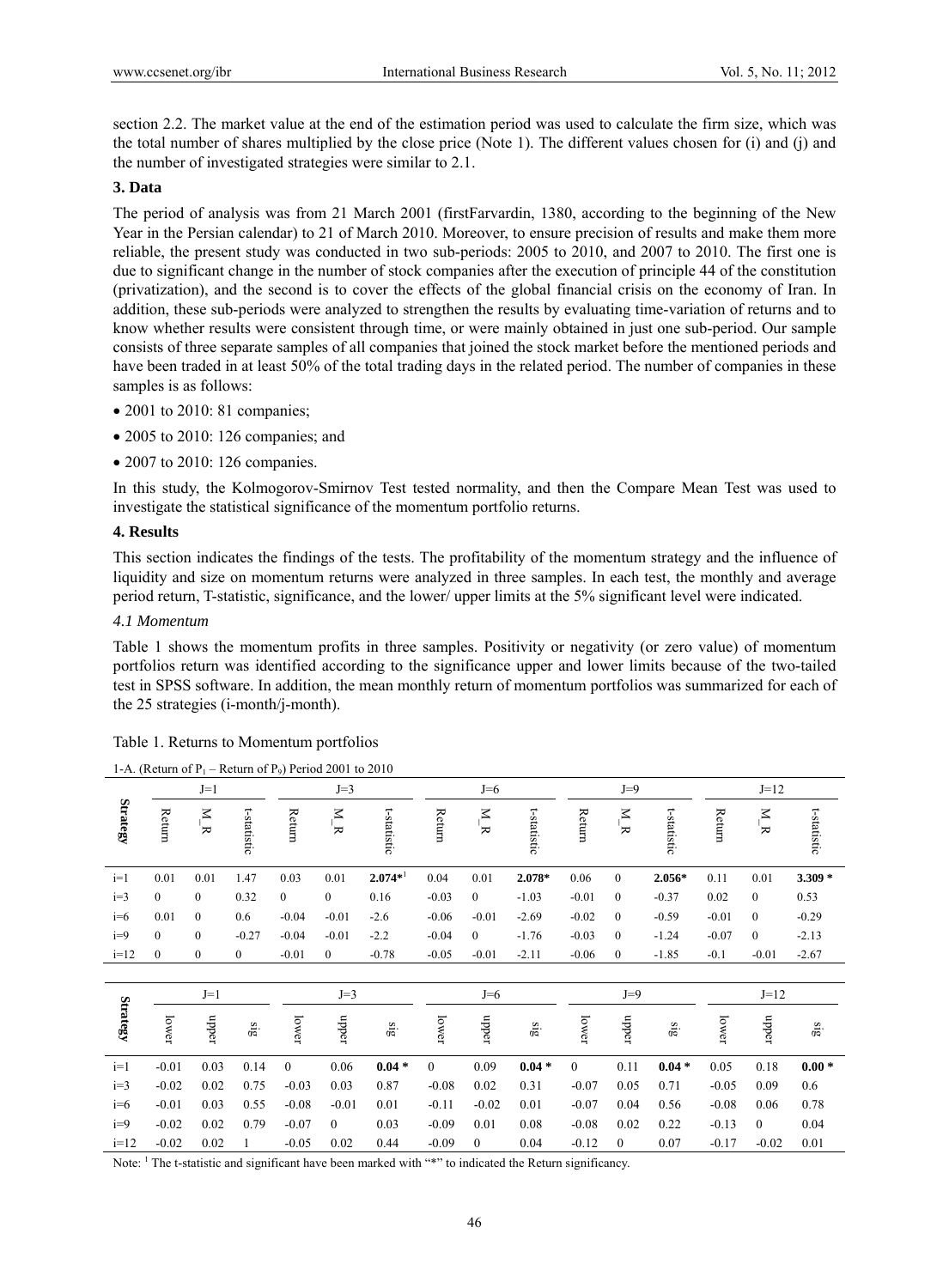section 2.2. The market value at the end of the estimation period was used to calculate the firm size, which was the total number of shares multiplied by the close price (Note 1). The different values chosen for (i) and (j) and the number of investigated strategies were similar to 2.1.

### 3. Data

The period of analysis was from 21 March 2001 (firstFarvardin, 1380, according to the beginning of the New Year in the Persian calendar) to 21 of March 2010. Moreover, to ensure precision of results and make them more reliable, the present study was conducted in two sub-periods: 2005 to 2010, and 2007 to 2010. The first one is due to significant change in the number of stock companies after the execution of principle 44 of the constitution (privatization), and the second is to cover the effects of the global financial crisis on the economy of Iran. In addition, these sub-periods were analyzed to strengthen the results by evaluating time-variation of returns and to know whether results were consistent through time, or were mainly obtained in just one sub-period. Our sample consists of three separate samples of all companies that joined the stock market before the mentioned periods and have been traded in at least 50% of the total trading days in the related period. The number of companies in these samples is as follows:

- 2001 to 2010: 81 companies;
- 2005 to 2010: 126 companies; and
- 2007 to 2010: 126 companies.

In this study, the Kolmogorov-Smirnov Test tested normality, and then the Compare Mean Test was used to investigate the statistical significance of the momentum portfolio returns.

### 4. Results

This section indicates the findings of the tests. The profitability of the momentum strategy and the influence of liquidity and size on momentum returns were analyzed in three samples. In each test, the monthly and average period return, T-statistic, significance, and the lower/ upper limits at the 5% significant level were indicated.

#### *4.1 Momentum*

Table 1 shows the momentum profits in three samples. Positivity or negativity (or zero value) of momentum portfolios return was identified according to the significance upper and lower limits because of the two-tailed test in SPSS software. In addition, the mean monthly return of momentum portfolios was summarized for each of the 25 strategies (i-month/j-month).

Table 1. Returns to Momentum portfolios

1-A. (Return of $P_1$ – Return of $P_9$) Period 2001 to 2010

| Strategy | J=1 | | | J=3 | | | J=6 | | | J=9 | | | J=12 | | |
|---|---|---|---|---|---|---|---|---|---|---|---|---|---|---|---|
| | Return | M_R | t-statistic | Return | M_R | t-statistic | Return | M_R | t-statistic | Return | M_R | t-statistic | Return | M_R | t-statistic |
| i=1 | 0.01 | 0.01 | 1.47 | 0.03 | 0.01 | **2.074***[1] | 0.04 | 0.01 | **2.078*** | 0.06 | 0 | **2.056*** | 0.11 | 0.01 | **3.309 *** |
| i=3 | 0 | 0 | 0.32 | 0 | 0 | 0.16 | -0.03 | 0 | -1.03 | -0.01 | 0 | -0.37 | 0.02 | 0 | 0.53 |
| i=6 | 0.01 | 0 | 0.6 | -0.04 | -0.01 | -2.6 | -0.06 | -0.01 | -2.69 | -0.02 | 0 | -0.59 | -0.01 | 0 | -0.29 |
| i=9 | 0 | 0 | -0.27 | -0.04 | -0.01 | -2.2 | -0.04 | 0 | -1.76 | -0.03 | 0 | -1.24 | -0.07 | 0 | -2.13 |
| i=12 | 0 | 0 | 0 | -0.01 | 0 | -0.78 | -0.05 | -0.01 | -2.11 | -0.06 | 0 | -1.85 | -0.1 | -0.01 | -2.67 |

| Strategy | J=1 | | | J=3 | | | J=6 | | | J=9 | | | J=12 | | |
|---|---|---|---|---|---|---|---|---|---|---|---|---|---|---|---|
| | lower | upper | sig | lower | upper | sig | lower | upper | sig | lower | upper | sig | lower | upper | sig |
| i=1 | -0.01 | 0.03 | 0.14 | 0 | 0.06 | **0.04 *** | 0 | 0.09 | **0.04 *** | 0 | 0.11 | **0.04 *** | 0.05 | 0.18 | **0.00 *** |
| i=3 | -0.02 | 0.02 | 0.75 | -0.03 | 0.03 | 0.87 | -0.08 | 0.02 | 0.31 | -0.07 | 0.05 | 0.71 | -0.05 | 0.09 | 0.6 |
| i=6 | -0.01 | 0.03 | 0.55 | -0.08 | -0.01 | 0.01 | -0.11 | -0.02 | 0.01 | -0.07 | 0.04 | 0.56 | -0.08 | 0.06 | 0.78 |
| i=9 | -0.02 | 0.02 | 0.79 | -0.07 | 0 | 0.03 | -0.09 | 0.01 | 0.08 | -0.08 | 0.02 | 0.22 | -0.13 | 0 | 0.04 |
| i=12 | -0.02 | 0.02 | 1 | -0.05 | 0.02 | 0.44 | -0.09 | 0 | 0.04 | -0.12 | 0 | 0.07 | -0.17 | -0.02 | 0.01 |

Note: [1] The t-statistic and significant have been marked with "*" to indicated the Return significancy.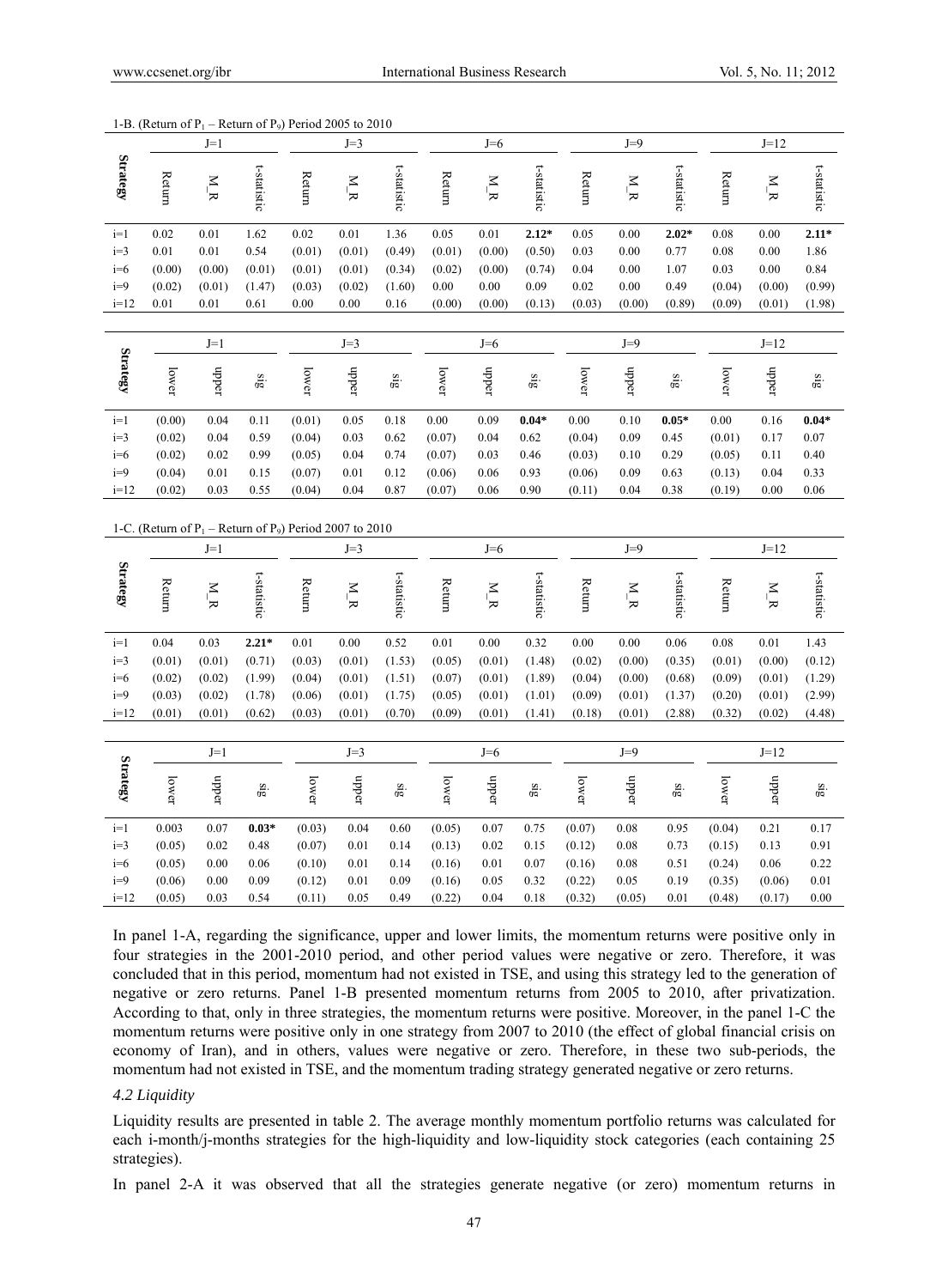1-B. (Return of $P_1$ – Return of $P_9$) Period 2005 to 2010

| Strategy | J=1 | | | J=3 | | | J=6 | | | J=9 | | | J=12 | | |
|---|---|---|---|---|---|---|---|---|---|---|---|---|---|---|---|
| | Return | M_R | t-statistic | Return | M_R | t-statistic | Return | M_R | t-statistic | Return | M_R | t-statistic | Return | M_R | t-statistic |
| i=1 | 0.02 | 0.01 | 1.62 | 0.02 | 0.01 | 1.36 | 0.05 | 0.01 | **2.12*** | 0.05 | 0.00 | **2.02*** | 0.08 | 0.00 | **2.11*** |
| i=3 | 0.01 | 0.01 | 0.54 | (0.01) | (0.01) | (0.49) | (0.01) | (0.00) | (0.50) | 0.03 | 0.00 | 0.77 | 0.08 | 0.00 | 1.86 |
| i=6 | (0.00) | (0.00) | (0.01) | (0.01) | (0.01) | (0.34) | (0.02) | (0.00) | (0.74) | 0.04 | 0.00 | 1.07 | 0.03 | 0.00 | 0.84 |
| i=9 | (0.02) | (0.01) | (1.47) | (0.03) | (0.02) | (1.60) | 0.00 | 0.00 | 0.09 | 0.02 | 0.00 | 0.49 | (0.04) | (0.00) | (0.99) |
| i=12 | 0.01 | 0.01 | 0.61 | 0.00 | 0.00 | 0.16 | (0.00) | (0.00) | (0.13) | (0.03) | (0.00) | (0.89) | (0.09) | (0.01) | (1.98) |

| Strategy | J=1 | | | J=3 | | | J=6 | | | J=9 | | | J=12 | | |
|---|---|---|---|---|---|---|---|---|---|---|---|---|---|---|---|
| | lower | upper | sig | lower | upper | sig | lower | upper | sig | lower | upper | sig | lower | upper | sig |
| i=1 | (0.00) | 0.04 | 0.11 | (0.01) | 0.05 | 0.18 | 0.00 | 0.09 | **0.04*** | 0.00 | 0.10 | **0.05*** | 0.00 | 0.16 | **0.04*** |
| i=3 | (0.02) | 0.04 | 0.59 | (0.04) | 0.03 | 0.62 | (0.07) | 0.04 | 0.62 | (0.04) | 0.09 | 0.45 | (0.01) | 0.17 | 0.07 |
| i=6 | (0.02) | 0.02 | 0.99 | (0.05) | 0.04 | 0.74 | (0.07) | 0.03 | 0.46 | (0.03) | 0.10 | 0.29 | (0.05) | 0.11 | 0.40 |
| i=9 | (0.04) | 0.01 | 0.15 | (0.07) | 0.01 | 0.12 | (0.06) | 0.06 | 0.93 | (0.06) | 0.09 | 0.63 | (0.13) | 0.04 | 0.33 |
| i=12 | (0.02) | 0.03 | 0.55 | (0.04) | 0.04 | 0.87 | (0.07) | 0.06 | 0.90 | (0.11) | 0.04 | 0.38 | (0.19) | 0.00 | 0.06 |

1-C. (Return of $P_1$ – Return of $P_9$) Period 2007 to 2010

| Strategy | J=1 | | | J=3 | | | J=6 | | | J=9 | | | J=12 | | |
|---|---|---|---|---|---|---|---|---|---|---|---|---|---|---|---|
| | Return | M_R | t-statistic | Return | M_R | t-statistic | Return | M_R | t-statistic | Return | M_R | t-statistic | Return | M_R | t-statistic |
| i=1 | 0.04 | 0.03 | **2.21*** | 0.01 | 0.00 | 0.52 | 0.01 | 0.00 | 0.32 | 0.00 | 0.00 | 0.06 | 0.08 | 0.01 | 1.43 |
| i=3 | (0.01) | (0.01) | (0.71) | (0.03) | (0.01) | (1.53) | (0.05) | (0.01) | (1.48) | (0.02) | (0.00) | (0.35) | (0.01) | (0.00) | (0.12) |
| i=6 | (0.02) | (0.02) | (1.99) | (0.04) | (0.01) | (1.51) | (0.07) | (0.01) | (1.89) | (0.04) | (0.00) | (0.68) | (0.09) | (0.01) | (1.29) |
| i=9 | (0.03) | (0.02) | (1.78) | (0.06) | (0.01) | (1.75) | (0.05) | (0.01) | (1.01) | (0.09) | (0.01) | (1.37) | (0.20) | (0.01) | (2.99) |
| i=12 | (0.01) | (0.01) | (0.62) | (0.03) | (0.01) | (0.70) | (0.09) | (0.01) | (1.41) | (0.18) | (0.01) | (2.88) | (0.32) | (0.02) | (4.48) |

| Strategy | J=1 | | | J=3 | | | J=6 | | | J=9 | | | J=12 | | |
|---|---|---|---|---|---|---|---|---|---|---|---|---|---|---|---|
| | lower | upper | sig | lower | upper | sig | lower | upper | sig | lower | upper | sig | lower | upper | sig |
| i=1 | 0.003 | 0.07 | **0.03*** | (0.03) | 0.04 | 0.60 | (0.05) | 0.07 | 0.75 | (0.07) | 0.08 | 0.95 | (0.04) | 0.21 | 0.17 |
| i=3 | (0.05) | 0.02 | 0.48 | (0.07) | 0.01 | 0.14 | (0.13) | 0.02 | 0.15 | (0.12) | 0.08 | 0.73 | (0.15) | 0.13 | 0.91 |
| i=6 | (0.05) | 0.00 | 0.06 | (0.10) | 0.01 | 0.14 | (0.16) | 0.01 | 0.07 | (0.16) | 0.08 | 0.51 | (0.24) | 0.06 | 0.22 |
| i=9 | (0.06) | 0.00 | 0.09 | (0.12) | 0.01 | 0.09 | (0.16) | 0.05 | 0.32 | (0.22) | 0.05 | 0.19 | (0.35) | (0.06) | 0.01 |
| i=12 | (0.05) | 0.03 | 0.54 | (0.11) | 0.05 | 0.49 | (0.22) | 0.04 | 0.18 | (0.32) | (0.05) | 0.01 | (0.48) | (0.17) | 0.00 |

In panel 1-A, regarding the significance, upper and lower limits, the momentum returns were positive only in four strategies in the 2001-2010 period, and other period values were negative or zero. Therefore, it was concluded that in this period, momentum had not existed in TSE, and using this strategy led to the generation of negative or zero returns. Panel 1-B presented momentum returns from 2005 to 2010, after privatization. According to that, only in three strategies, the momentum returns were positive. Moreover, in the panel 1-C the momentum returns were positive only in one strategy from 2007 to 2010 (the effect of global financial crisis on economy of Iran), and in others, values were negative or zero. Therefore, in these two sub-periods, the momentum had not existed in TSE, and the momentum trading strategy generated negative or zero returns.

### 4.2 Liquidity

Liquidity results are presented in table 2. The average monthly momentum portfolio returns was calculated for each i-month/j-months strategies for the high-liquidity and low-liquidity stock categories (each containing 25 strategies).

In panel 2-A it was observed that all the strategies generate negative (or zero) momentum returns in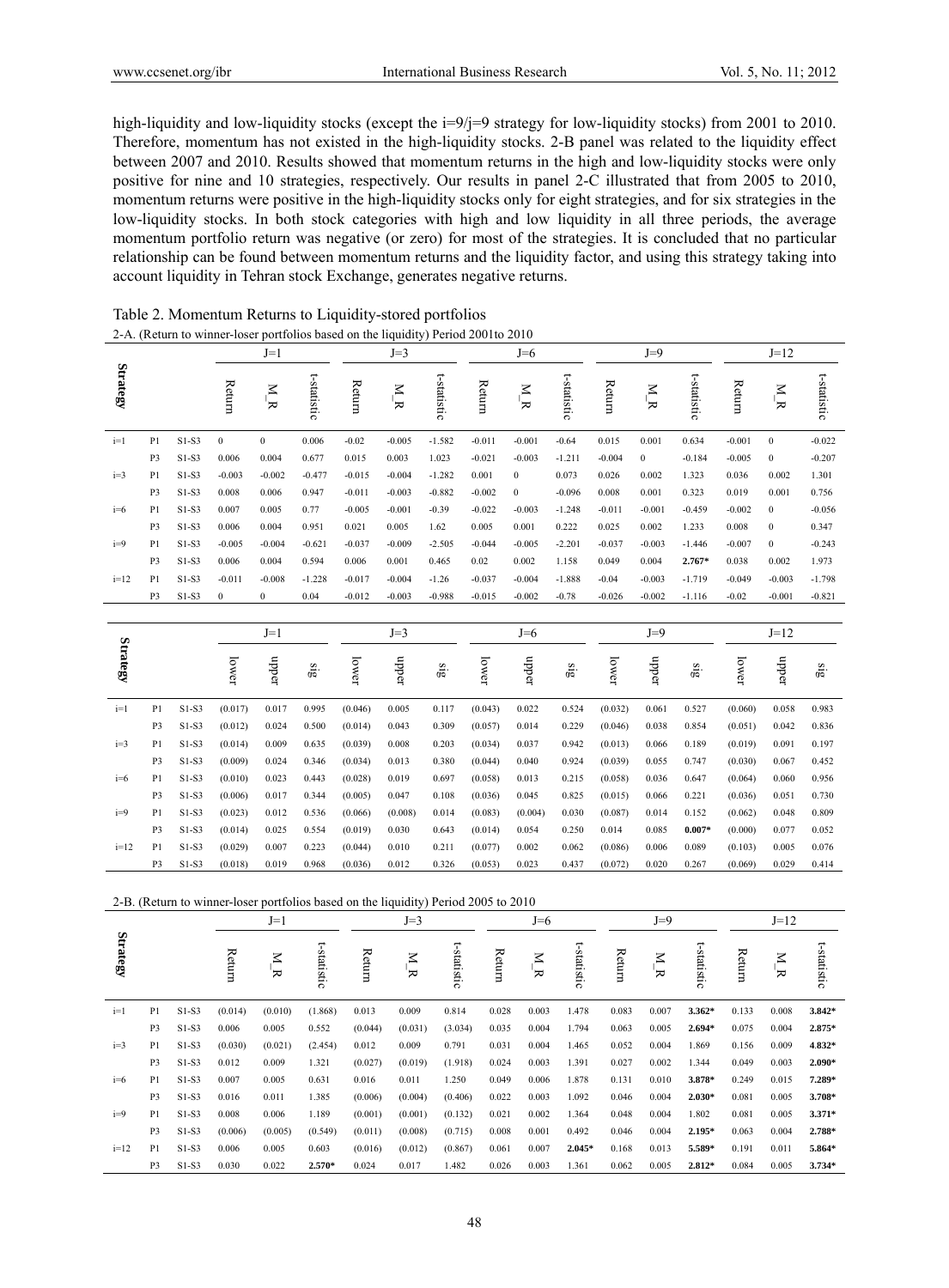high-liquidity and low-liquidity stocks (except the i=9/j=9 strategy for low-liquidity stocks) from 2001 to 2010. Therefore, momentum has not existed in the high-liquidity stocks. 2-B panel was related to the liquidity effect between 2007 and 2010. Results showed that momentum returns in the high and low-liquidity stocks were only positive for nine and 10 strategies, respectively. Our results in panel 2-C illustrated that from 2005 to 2010, momentum returns were positive in the high-liquidity stocks only for eight strategies, and for six strategies in the low-liquidity stocks. In both stock categories with high and low liquidity in all three periods, the average momentum portfolio return was negative (or zero) for most of the strategies. It is concluded that no particular relationship can be found between momentum returns and the liquidity factor, and using this strategy taking into account liquidity in Tehran stock Exchange, generates negative returns.

Table 2. Momentum Returns to Liquidity-stored portfolios

2-A. (Return to winner-loser portfolios based on the liquidity) Period 2001to 2010

| Strategy | | | J=1 | | | J=3 | | | J=6 | | | J=9 | | | J=12 | | |
|---|---|---|---|---|---|---|---|---|---|---|---|---|---|---|---|---|---|
| | | | Return | M_R | t-statistic | Return | M_R | t-statistic | Return | M_R | t-statistic | Return | M_R | t-statistic | Return | M_R | t-statistic |
| i=1 | P1 | S1-S3 | 0 | 0 | 0.006 | -0.02 | -0.005 | -1.582 | -0.011 | -0.001 | -0.64 | 0.015 | 0.001 | 0.634 | -0.001 | 0 | -0.022 |
| | P3 | S1-S3 | 0.006 | 0.004 | 0.677 | 0.015 | 0.003 | 1.023 | -0.021 | -0.003 | -1.211 | -0.004 | 0 | -0.184 | -0.005 | 0 | -0.207 |
| i=3 | P1 | S1-S3 | -0.003 | -0.002 | -0.477 | -0.015 | -0.004 | -1.282 | 0.001 | 0 | 0.073 | 0.026 | 0.002 | 1.323 | 0.036 | 0.002 | 1.301 |
| | P3 | S1-S3 | 0.008 | 0.006 | 0.947 | -0.011 | -0.003 | -0.882 | -0.002 | 0 | -0.096 | 0.008 | 0.001 | 0.323 | 0.019 | 0.001 | 0.756 |
| i=6 | P1 | S1-S3 | 0.007 | 0.005 | 0.77 | -0.005 | -0.001 | -0.39 | -0.022 | -0.003 | -1.248 | -0.011 | -0.001 | -0.459 | -0.002 | 0 | -0.056 |
| | P3 | S1-S3 | 0.006 | 0.004 | 0.951 | 0.021 | 0.005 | 1.62 | 0.005 | 0.001 | 0.222 | 0.025 | 0.002 | 1.233 | 0.008 | 0 | 0.347 |
| i=9 | P1 | S1-S3 | -0.005 | -0.004 | -0.621 | -0.037 | -0.009 | -2.505 | -0.044 | -0.005 | -2.201 | -0.037 | -0.003 | -1.446 | -0.007 | 0 | -0.243 |
| | P3 | S1-S3 | 0.006 | 0.004 | 0.594 | 0.006 | 0.001 | 0.465 | 0.02 | 0.002 | 1.158 | 0.049 | 0.004 | **2.767*** | 0.038 | 0.002 | 1.973 |
| i=12 | P1 | S1-S3 | -0.011 | -0.008 | -1.228 | -0.017 | -0.004 | -1.26 | -0.037 | -0.004 | -1.888 | -0.04 | -0.003 | -1.719 | -0.049 | -0.003 | -1.798 |
| | P3 | S1-S3 | 0 | 0 | 0.04 | -0.012 | -0.003 | -0.988 | -0.015 | -0.002 | -0.78 | -0.026 | -0.002 | -1.116 | -0.02 | -0.001 | -0.821 |

| Strategy | | | J=1 | | | J=3 | | | J=6 | | | J=9 | | | J=12 | | |
|---|---|---|---|---|---|---|---|---|---|---|---|---|---|---|---|---|---|
| | | | lower | upper | sig | lower | upper | sig | lower | upper | sig | lower | upper | sig | lower | upper | sig |
| i=1 | P1 | S1-S3 | (0.017) | 0.017 | 0.995 | (0.046) | 0.005 | 0.117 | (0.043) | 0.022 | 0.524 | (0.032) | 0.061 | 0.527 | (0.060) | 0.058 | 0.983 |
| | P3 | S1-S3 | (0.012) | 0.024 | 0.500 | (0.014) | 0.043 | 0.309 | (0.057) | 0.014 | 0.229 | (0.046) | 0.038 | 0.854 | (0.051) | 0.042 | 0.836 |
| i=3 | P1 | S1-S3 | (0.014) | 0.009 | 0.635 | (0.039) | 0.008 | 0.203 | (0.034) | 0.037 | 0.942 | (0.013) | 0.066 | 0.189 | (0.019) | 0.091 | 0.197 |
| | P3 | S1-S3 | (0.009) | 0.024 | 0.346 | (0.034) | 0.013 | 0.380 | (0.044) | 0.040 | 0.924 | (0.039) | 0.055 | 0.747 | (0.030) | 0.067 | 0.452 |
| i=6 | P1 | S1-S3 | (0.010) | 0.023 | 0.443 | (0.028) | 0.019 | 0.697 | (0.058) | 0.013 | 0.215 | (0.058) | 0.036 | 0.647 | (0.064) | 0.060 | 0.956 |
| | P3 | S1-S3 | (0.006) | 0.017 | 0.344 | (0.005) | 0.047 | 0.108 | (0.036) | 0.045 | 0.825 | (0.015) | 0.066 | 0.221 | (0.036) | 0.051 | 0.730 |
| i=9 | P1 | S1-S3 | (0.023) | 0.012 | 0.536 | (0.066) | (0.008) | 0.014 | (0.083) | (0.004) | 0.030 | (0.087) | 0.014 | 0.152 | (0.062) | 0.048 | 0.809 |
| | P3 | S1-S3 | (0.014) | 0.025 | 0.554 | (0.019) | 0.030 | 0.643 | (0.014) | 0.054 | 0.250 | 0.014 | 0.085 | **0.007*** | (0.000) | 0.077 | 0.052 |
| i=12 | P1 | S1-S3 | (0.029) | 0.007 | 0.223 | (0.044) | 0.010 | 0.211 | (0.077) | 0.002 | 0.062 | (0.086) | 0.006 | 0.089 | (0.103) | 0.005 | 0.076 |
| | P3 | S1-S3 | (0.018) | 0.019 | 0.968 | (0.036) | 0.012 | 0.326 | (0.053) | 0.023 | 0.437 | (0.072) | 0.020 | 0.267 | (0.069) | 0.029 | 0.414 |

2-B. (Return to winner-loser portfolios based on the liquidity) Period 2005 to 2010

| Strategy | | | J=1 | | | J=3 | | | J=6 | | | J=9 | | | J=12 | | |
|---|---|---|---|---|---|---|---|---|---|---|---|---|---|---|---|---|---|
| | | | Return | M_R | t-statistic | Return | M_R | t-statistic | Return | M_R | t-statistic | Return | M_R | t-statistic | Return | M_R | t-statistic |
| i=1 | P1 | S1-S3 | (0.014) | (0.010) | (1.868) | 0.013 | 0.009 | 0.814 | 0.028 | 0.003 | 1.478 | 0.083 | 0.007 | **3.362*** | 0.133 | 0.008 | **3.842*** |
| | P3 | S1-S3 | 0.006 | 0.005 | 0.552 | (0.044) | (0.031) | (3.034) | 0.035 | 0.004 | 1.794 | 0.063 | 0.005 | **2.694*** | 0.075 | 0.004 | **2.875*** |
| i=3 | P1 | S1-S3 | (0.030) | (0.021) | (2.454) | 0.012 | 0.009 | 0.791 | 0.031 | 0.004 | 1.465 | 0.052 | 0.004 | 1.869 | 0.156 | 0.009 | **4.832*** |
| | P3 | S1-S3 | 0.012 | 0.009 | 1.321 | (0.027) | (0.019) | (1.918) | 0.024 | 0.003 | 1.391 | 0.027 | 0.002 | 1.344 | 0.049 | 0.003 | **2.090*** |
| i=6 | P1 | S1-S3 | 0.007 | 0.005 | 0.631 | 0.016 | 0.011 | 1.250 | 0.049 | 0.006 | 1.878 | 0.131 | 0.010 | **3.878*** | 0.249 | 0.015 | **7.289*** |
| | P3 | S1-S3 | 0.016 | 0.011 | 1.385 | (0.006) | (0.004) | (0.406) | 0.022 | 0.003 | 1.092 | 0.046 | 0.004 | **2.030*** | 0.081 | 0.005 | **3.708*** |
| i=9 | P1 | S1-S3 | 0.008 | 0.006 | 1.189 | (0.001) | (0.001) | (0.132) | 0.021 | 0.002 | 1.364 | 0.048 | 0.004 | 1.802 | 0.081 | 0.005 | **3.371*** |
| | P3 | S1-S3 | (0.006) | (0.005) | (0.549) | (0.011) | (0.008) | (0.715) | 0.008 | 0.001 | 0.492 | 0.046 | 0.004 | **2.195*** | 0.063 | 0.004 | **2.788*** |
| i=12 | P1 | S1-S3 | 0.006 | 0.005 | 0.603 | (0.016) | (0.012) | (0.867) | 0.061 | 0.007 | **2.045*** | 0.168 | 0.013 | **5.589*** | 0.191 | 0.011 | **5.864*** |
| | P3 | S1-S3 | 0.030 | 0.022 | **2.570*** | 0.024 | 0.017 | 1.482 | 0.026 | 0.003 | 1.361 | 0.062 | 0.005 | **2.812*** | 0.084 | 0.005 | **3.734*** |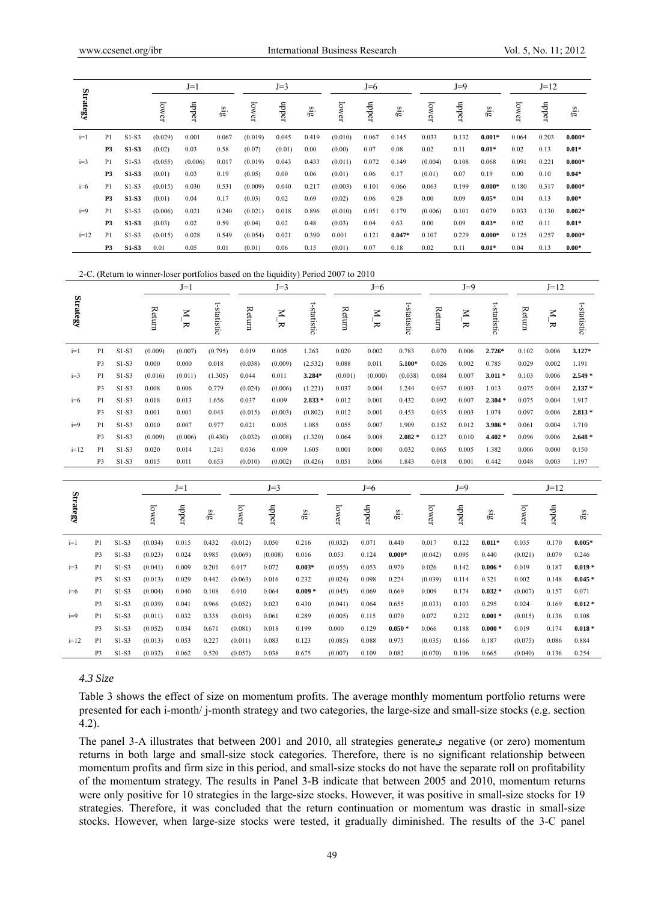| Strategy | | | J=1 | | | J=3 | | | J=6 | | | J=9 | | | J=12 | | |
|---|---|---|---|---|---|---|---|---|---|---|---|---|---|---|---|---|---|
| | | | lower | upper | sig | lower | upper | sig | lower | upper | sig | lower | upper | sig | lower | upper | sig |
| i=1 | P1 | S1-S3 | (0.029) | 0.001 | 0.067 | (0.019) | 0.045 | 0.419 | (0.010) | 0.067 | 0.145 | 0.033 | 0.132 | **0.001*** | 0.064 | 0.203 | **0.000*** |
| | **P3** | **S1-S3** | (0.02) | 0.03 | 0.58 | (0.07) | (0.01) | 0.00 | (0.00) | 0.07 | 0.08 | 0.02 | 0.11 | **0.01*** | 0.02 | 0.13 | **0.01*** |
| i=3 | P1 | S1-S3 | (0.055) | (0.006) | 0.017 | (0.019) | 0.043 | 0.433 | (0.011) | 0.072 | 0.149 | (0.004) | 0.108 | 0.068 | 0.091 | 0.221 | **0.000*** |
| | **P3** | **S1-S3** | (0.01) | 0.03 | 0.19 | (0.05) | 0.00 | 0.06 | (0.01) | 0.06 | 0.17 | (0.01) | 0.07 | 0.19 | 0.00 | 0.10 | **0.04*** |
| i=6 | P1 | S1-S3 | (0.015) | 0.030 | 0.531 | (0.009) | 0.040 | 0.217 | (0.003) | 0.101 | 0.066 | 0.063 | 0.199 | **0.000*** | 0.180 | 0.317 | **0.000*** |
| | **P3** | **S1-S3** | (0.01) | 0.04 | 0.17 | (0.03) | 0.02 | 0.69 | (0.02) | 0.06 | 0.28 | 0.00 | 0.09 | **0.05*** | 0.04 | 0.13 | **0.00*** |
| i=9 | P1 | S1-S3 | (0.006) | 0.021 | 0.240 | (0.021) | 0.018 | 0.896 | (0.010) | 0.051 | 0.179 | (0.006) | 0.101 | 0.079 | 0.033 | 0.130 | **0.002*** |
| | **P3** | **S1-S3** | (0.03) | 0.02 | 0.59 | (0.04) | 0.02 | 0.48 | (0.03) | 0.04 | 0.63 | 0.00 | 0.09 | **0.03*** | 0.02 | 0.11 | **0.01*** |
| i=12 | P1 | S1-S3 | (0.015) | 0.028 | 0.549 | (0.054) | 0.021 | 0.390 | 0.001 | 0.121 | **0.047*** | 0.107 | 0.229 | **0.000*** | 0.125 | 0.257 | **0.000*** |
| | **P3** | **S1-S3** | 0.01 | 0.05 | 0.01 | (0.01) | 0.06 | 0.15 | (0.01) | 0.07 | 0.18 | 0.02 | 0.11 | **0.01*** | 0.04 | 0.13 | **0.00*** |

2-C. (Return to winner-loser portfolios based on the liquidity) Period 2007 to 2010

| Strategy | | | J=1 | | | J=3 | | | J=6 | | | J=9 | | | J=12 | | |
|---|---|---|---|---|---|---|---|---|---|---|---|---|---|---|---|---|---|
| | | | Return | M_R | t-statistic | Return | M_R | t-statistic | Return | M_R | t-statistic | Return | M_R | t-statistic | Return | M_R | t-statistic |
| i=1 | P1 | S1-S3 | (0.009) | (0.007) | (0.795) | 0.019 | 0.005 | 1.263 | 0.020 | 0.002 | 0.783 | 0.070 | 0.006 | **2.726*** | 0.102 | 0.006 | **3.127*** |
| | P3 | S1-S3 | 0.000 | 0.000 | 0.018 | (0.038) | (0.009) | (2.532) | 0.088 | 0.011 | **5.100*** | 0.026 | 0.002 | 0.785 | 0.029 | 0.002 | 1.191 |
| i=3 | P1 | S1-S3 | (0.016) | (0.011) | (1.305) | 0.044 | 0.011 | **3.284*** | (0.001) | (0.000) | (0.038) | 0.084 | 0.007 | **3.011 *** | 0.103 | 0.006 | **2.549 *** |
| | P3 | S1-S3 | 0.008 | 0.006 | 0.779 | (0.024) | (0.006) | (1.221) | 0.037 | 0.004 | 1.244 | 0.037 | 0.003 | 1.013 | 0.075 | 0.004 | **2.137 *** |
| i=6 | P1 | S1-S3 | 0.018 | 0.013 | 1.656 | 0.037 | 0.009 | **2.833 *** | 0.012 | 0.001 | 0.432 | 0.092 | 0.007 | **2.304 *** | 0.075 | 0.004 | 1.917 |
| | P3 | S1-S3 | 0.001 | 0.001 | 0.043 | (0.015) | (0.003) | (0.802) | 0.012 | 0.001 | 0.453 | 0.035 | 0.003 | 1.074 | 0.097 | 0.006 | **2.813 *** |
| i=9 | P1 | S1-S3 | 0.010 | 0.007 | 0.977 | 0.021 | 0.005 | 1.085 | 0.055 | 0.007 | 1.909 | 0.152 | 0.012 | **3.986 *** | 0.061 | 0.004 | 1.710 |
| | P3 | S1-S3 | (0.009) | (0.006) | (0.430) | (0.032) | (0.008) | (1.320) | 0.064 | 0.008 | **2.082 *** | 0.127 | 0.010 | **4.402 *** | 0.096 | 0.006 | **2.648 *** |
| i=12 | P1 | S1-S3 | 0.020 | 0.014 | 1.241 | 0.036 | 0.009 | 1.605 | 0.001 | 0.000 | 0.032 | 0.065 | 0.005 | 1.382 | 0.006 | 0.000 | 0.150 |
| | P3 | S1-S3 | 0.015 | 0.011 | 0.653 | (0.010) | (0.002) | (0.426) | 0.051 | 0.006 | 1.843 | 0.018 | 0.001 | 0.442 | 0.048 | 0.003 | 1.197 |

| Strategy | | | J=1 | | | J=3 | | | J=6 | | | J=9 | | | J=12 | | |
|---|---|---|---|---|---|---|---|---|---|---|---|---|---|---|---|---|---|
| | | | lower | upper | sig | lower | upper | sig | lower | upper | sig | lower | upper | sig | lower | upper | sig |
| i=1 | P1 | S1-S3 | (0.034) | 0.015 | 0.432 | (0.012) | 0.050 | 0.216 | (0.032) | 0.071 | 0.440 | 0.017 | 0.122 | **0.011*** | 0.035 | 0.170 | **0.005*** |
| | P3 | S1-S3 | (0.023) | 0.024 | 0.985 | (0.069) | (0.008) | 0.016 | 0.053 | 0.124 | **0.000*** | (0.042) | 0.095 | 0.440 | (0.021) | 0.079 | 0.246 |
| i=3 | P1 | S1-S3 | (0.041) | 0.009 | 0.201 | 0.017 | 0.072 | **0.003*** | (0.055) | 0.053 | 0.970 | 0.026 | 0.142 | **0.006 *** | 0.019 | 0.187 | **0.019 *** |
| | P3 | S1-S3 | (0.013) | 0.029 | 0.442 | (0.063) | 0.016 | 0.232 | (0.024) | 0.098 | 0.224 | (0.039) | 0.114 | 0.321 | 0.002 | 0.148 | **0.045 *** |
| i=6 | P1 | S1-S3 | (0.004) | 0.040 | 0.108 | 0.010 | 0.064 | **0.009 *** | (0.045) | 0.069 | 0.669 | 0.009 | 0.174 | **0.032 *** | (0.007) | 0.157 | 0.071 |
| | P3 | S1-S3 | (0.039) | 0.041 | 0.966 | (0.052) | 0.023 | 0.430 | (0.041) | 0.064 | 0.655 | (0.033) | 0.103 | 0.295 | 0.024 | 0.169 | **0.012 *** |
| i=9 | P1 | S1-S3 | (0.011) | 0.032 | 0.338 | (0.019) | 0.061 | 0.289 | (0.005) | 0.115 | 0.070 | 0.072 | 0.232 | **0.001 *** | (0.015) | 0.136 | 0.108 |
| | P3 | S1-S3 | (0.052) | 0.034 | 0.671 | (0.081) | 0.018 | 0.199 | 0.000 | 0.129 | **0.050 *** | 0.066 | 0.188 | **0.000 *** | 0.019 | 0.174 | **0.018 *** |
| i=12 | P1 | S1-S3 | (0.013) | 0.053 | 0.227 | (0.011) | 0.083 | 0.123 | (0.085) | 0.088 | 0.975 | (0.035) | 0.166 | 0.187 | (0.075) | 0.086 | 0.884 |
| | P3 | S1-S3 | (0.032) | 0.062 | 0.520 | (0.057) | 0.038 | 0.675 | (0.007) | 0.109 | 0.082 | (0.070) | 0.106 | 0.665 | (0.040) | 0.136 | 0.254 |

### *4.3 Size*

Table 3 shows the effect of size on momentum profits. The average monthly momentum portfolio returns were presented for each i-month/ j-month strategy and two categories, the large-size and small-size stocks (e.g. section 4.2).

The panel 3-A illustrates that between 2001 and 2010, all strategies generateی negative (or zero) momentum returns in both large and small-size stock categories. Therefore, there is no significant relationship between momentum profits and firm size in this period, and small-size stocks do not have the separate roll on profitability of the momentum strategy. The results in Panel 3-B indicate that between 2005 and 2010, momentum returns were only positive for 10 strategies in the large-size stocks. However, it was positive in small-size stocks for 19 strategies. Therefore, it was concluded that the return continuation or momentum was drastic in small-size stocks. However, when large-size stocks were tested, it gradually diminished. The results of the 3-C panel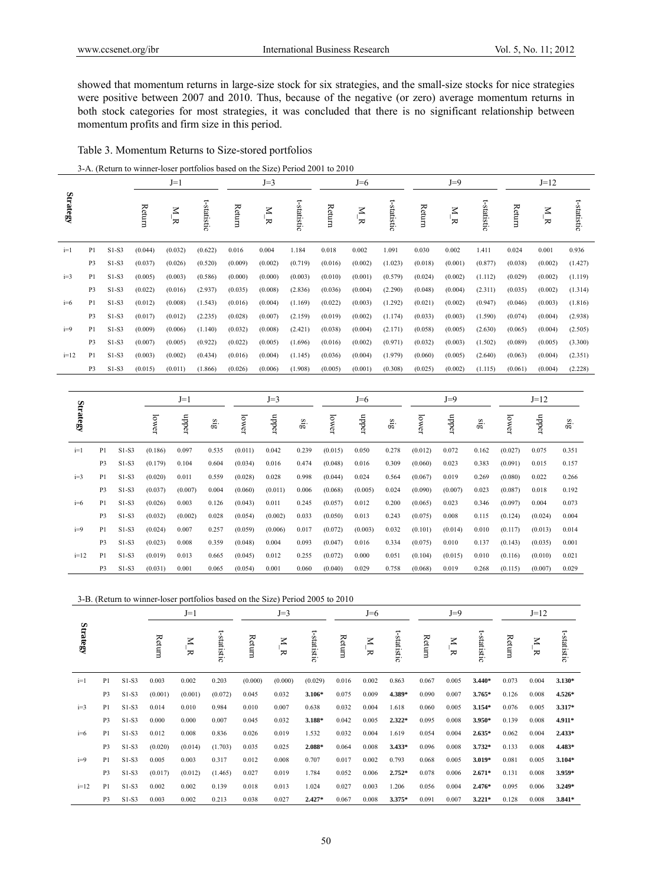showed that momentum returns in large-size stock for six strategies, and the small-size stocks for nice strategies were positive between 2007 and 2010. Thus, because of the negative (or zero) average momentum returns in both stock categories for most strategies, it was concluded that there is no significant relationship between momentum profits and firm size in this period.

Table 3. Momentum Returns to Size-stored portfolios

3-A. (Return to winner-loser portfolios based on the Size) Period 2001 to 2010

| Strategy | | | J=1 | | | J=3 | | | J=6 | | | J=9 | | | J=12 | | |
|---|---|---|---|---|---|---|---|---|---|---|---|---|---|---|---|---|---|
| | | | Return | M_R | t-statistic | Return | M_R | t-statistic | Return | M_R | t-statistic | Return | M_R | t-statistic | Return | M_R | t-statistic |
| i=1 | P1 | S1-S3 | (0.044) | (0.032) | (0.622) | 0.016 | 0.004 | 1.184 | 0.018 | 0.002 | 1.091 | 0.030 | 0.002 | 1.411 | 0.024 | 0.001 | 0.936 |
| | P3 | S1-S3 | (0.037) | (0.026) | (0.520) | (0.009) | (0.002) | (0.719) | (0.016) | (0.002) | (1.023) | (0.018) | (0.001) | (0.877) | (0.038) | (0.002) | (1.427) |
| i=3 | P1 | S1-S3 | (0.005) | (0.003) | (0.586) | (0.000) | (0.000) | (0.003) | (0.010) | (0.001) | (0.579) | (0.024) | (0.002) | (1.112) | (0.029) | (0.002) | (1.119) |
| | P3 | S1-S3 | (0.022) | (0.016) | (2.937) | (0.035) | (0.008) | (2.836) | (0.036) | (0.004) | (2.290) | (0.048) | (0.004) | (2.311) | (0.035) | (0.002) | (1.314) |
| i=6 | P1 | S1-S3 | (0.012) | (0.008) | (1.543) | (0.016) | (0.004) | (1.169) | (0.022) | (0.003) | (1.292) | (0.021) | (0.002) | (0.947) | (0.046) | (0.003) | (1.816) |
| | P3 | S1-S3 | (0.017) | (0.012) | (2.235) | (0.028) | (0.007) | (2.159) | (0.019) | (0.002) | (1.174) | (0.033) | (0.003) | (1.590) | (0.074) | (0.004) | (2.938) |
| i=9 | P1 | S1-S3 | (0.009) | (0.006) | (1.140) | (0.032) | (0.008) | (2.421) | (0.038) | (0.004) | (2.171) | (0.058) | (0.005) | (2.630) | (0.065) | (0.004) | (2.505) |
| | P3 | S1-S3 | (0.007) | (0.005) | (0.922) | (0.022) | (0.005) | (1.696) | (0.016) | (0.002) | (0.971) | (0.032) | (0.003) | (1.502) | (0.089) | (0.005) | (3.300) |
| i=12 | P1 | S1-S3 | (0.003) | (0.002) | (0.434) | (0.016) | (0.004) | (1.145) | (0.036) | (0.004) | (1.979) | (0.060) | (0.005) | (2.640) | (0.063) | (0.004) | (2.351) |
| | P3 | S1-S3 | (0.015) | (0.011) | (1.866) | (0.026) | (0.006) | (1.908) | (0.005) | (0.001) | (0.308) | (0.025) | (0.002) | (1.115) | (0.061) | (0.004) | (2.228) |

| Strategy | | | J=1 | | | J=3 | | | J=6 | | | J=9 | | | J=12 | | |
|---|---|---|---|---|---|---|---|---|---|---|---|---|---|---|---|---|---|
| | | | lower | upper | sig | lower | upper | sig | lower | upper | sig | lower | upper | sig | lower | upper | sig |
| i=1 | P1 | S1-S3 | (0.186) | 0.097 | 0.535 | (0.011) | 0.042 | 0.239 | (0.015) | 0.050 | 0.278 | (0.012) | 0.072 | 0.162 | (0.027) | 0.075 | 0.351 |
| | P3 | S1-S3 | (0.179) | 0.104 | 0.604 | (0.034) | 0.016 | 0.474 | (0.048) | 0.016 | 0.309 | (0.060) | 0.023 | 0.383 | (0.091) | 0.015 | 0.157 |
| i=3 | P1 | S1-S3 | (0.020) | 0.011 | 0.559 | (0.028) | 0.028 | 0.998 | (0.044) | 0.024 | 0.564 | (0.067) | 0.019 | 0.269 | (0.080) | 0.022 | 0.266 |
| | P3 | S1-S3 | (0.037) | (0.007) | 0.004 | (0.060) | (0.011) | 0.006 | (0.068) | (0.005) | 0.024 | (0.090) | (0.007) | 0.023 | (0.087) | 0.018 | 0.192 |
| i=6 | P1 | S1-S3 | (0.026) | 0.003 | 0.126 | (0.043) | 0.011 | 0.245 | (0.057) | 0.012 | 0.200 | (0.065) | 0.023 | 0.346 | (0.097) | 0.004 | 0.073 |
| | P3 | S1-S3 | (0.032) | (0.002) | 0.028 | (0.054) | (0.002) | 0.033 | (0.050) | 0.013 | 0.243 | (0.075) | 0.008 | 0.115 | (0.124) | (0.024) | 0.004 |
| i=9 | P1 | S1-S3 | (0.024) | 0.007 | 0.257 | (0.059) | (0.006) | 0.017 | (0.072) | (0.003) | 0.032 | (0.101) | (0.014) | 0.010 | (0.117) | (0.013) | 0.014 |
| | P3 | S1-S3 | (0.023) | 0.008 | 0.359 | (0.048) | 0.004 | 0.093 | (0.047) | 0.016 | 0.334 | (0.075) | 0.010 | 0.137 | (0.143) | (0.035) | 0.001 |
| i=12 | P1 | S1-S3 | (0.019) | 0.013 | 0.665 | (0.045) | 0.012 | 0.255 | (0.072) | 0.000 | 0.051 | (0.104) | (0.015) | 0.010 | (0.116) | (0.010) | 0.021 |
| | P3 | S1-S3 | (0.031) | 0.001 | 0.065 | (0.054) | 0.001 | 0.060 | (0.040) | 0.029 | 0.758 | (0.068) | 0.019 | 0.268 | (0.115) | (0.007) | 0.029 |

3-B. (Return to winner-loser portfolios based on the Size) Period 2005 to 2010

| Strategy | | | J=1 | | | J=3 | | | J=6 | | | J=9 | | | J=12 | | |
|---|---|---|---|---|---|---|---|---|---|---|---|---|---|---|---|---|---|
| | | | Return | M_R | t-statistic | Return | M_R | t-statistic | Return | M_R | t-statistic | Return | M_R | t-statistic | Return | M_R | t-statistic |
| i=1 | P1 | S1-S3 | 0.003 | 0.002 | 0.203 | (0.000) | (0.000) | (0.029) | 0.016 | 0.002 | 0.863 | 0.067 | 0.005 | **3.440*** | 0.073 | 0.004 | **3.130*** |
| | P3 | S1-S3 | (0.001) | (0.001) | (0.072) | 0.045 | 0.032 | **3.106*** | 0.075 | 0.009 | **4.389*** | 0.090 | 0.007 | **3.765*** | 0.126 | 0.008 | **4.526*** |
| i=3 | P1 | S1-S3 | 0.014 | 0.010 | 0.984 | 0.010 | 0.007 | 0.638 | 0.032 | 0.004 | 1.618 | 0.060 | 0.005 | **3.154*** | 0.076 | 0.005 | **3.317*** |
| | P3 | S1-S3 | 0.000 | 0.000 | 0.007 | 0.045 | 0.032 | **3.188*** | 0.042 | 0.005 | **2.322*** | 0.095 | 0.008 | **3.950*** | 0.139 | 0.008 | **4.911*** |
| i=6 | P1 | S1-S3 | 0.012 | 0.008 | 0.836 | 0.026 | 0.019 | 1.532 | 0.032 | 0.004 | 1.619 | 0.054 | 0.004 | **2.635*** | 0.062 | 0.004 | **2.433*** |
| | P3 | S1-S3 | (0.020) | (0.014) | (1.703) | 0.035 | 0.025 | **2.088*** | 0.064 | 0.008 | **3.433*** | 0.096 | 0.008 | **3.732*** | 0.133 | 0.008 | **4.483*** |
| i=9 | P1 | S1-S3 | 0.005 | 0.003 | 0.317 | 0.012 | 0.008 | 0.707 | 0.017 | 0.002 | 0.793 | 0.068 | 0.005 | **3.019*** | 0.081 | 0.005 | **3.104*** |
| | P3 | S1-S3 | (0.017) | (0.012) | (1.465) | 0.027 | 0.019 | 1.784 | 0.052 | 0.006 | **2.752*** | 0.078 | 0.006 | **2.671*** | 0.131 | 0.008 | **3.959*** |
| i=12 | P1 | S1-S3 | 0.002 | 0.002 | 0.139 | 0.018 | 0.013 | 1.024 | 0.027 | 0.003 | 1.206 | 0.056 | 0.004 | **2.476*** | 0.095 | 0.006 | **3.249*** |
| | P3 | S1-S3 | 0.003 | 0.002 | 0.213 | 0.038 | 0.027 | **2.427*** | 0.067 | 0.008 | **3.375*** | 0.091 | 0.007 | **3.221*** | 0.128 | 0.008 | **3.841*** |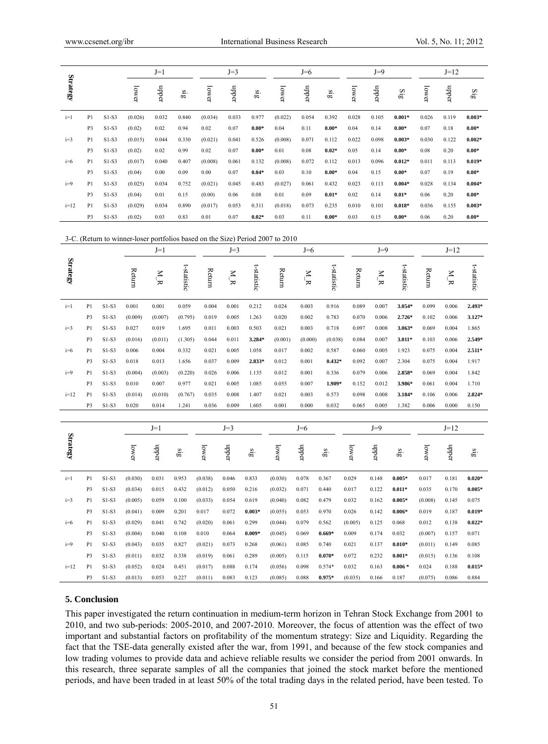| Strategy | | | J=1 | | | J=3 | | | J=6 | | | J=9 | | | J=12 | | |
|---|---|---|---|---|---|---|---|---|---|---|---|---|---|---|---|---|---|
| | | | lower | upper | sig | lower | upper | sig | lower | upper | sig | lower | upper | Sig | lower | upper | Sig |
| i=1 | P1 | S1-S3 | (0.026) | 0.032 | 0.840 | (0.034) | 0.033 | 0.977 | (0.022) | 0.054 | 0.392 | 0.028 | 0.105 | **0.001*** | 0.026 | 0.119 | **0.003*** |
| | P3 | S1-S3 | (0.02) | 0.02 | 0.94 | 0.02 | 0.07 | **0.00*** | 0.04 | 0.11 | **0.00*** | 0.04 | 0.14 | **0.00*** | 0.07 | 0.18 | **0.00*** |
| i=3 | P1 | S1-S3 | (0.015) | 0.044 | 0.330 | (0.021) | 0.041 | 0.526 | (0.008) | 0.071 | 0.112 | 0.022 | 0.098 | **0.003*** | 0.030 | 0.122 | **0.002*** |
| | P3 | S1-S3 | (0.02) | 0.02 | 0.99 | 0.02 | 0.07 | **0.00*** | 0.01 | 0.08 | **0.02*** | 0.05 | 0.14 | **0.00*** | 0.08 | 0.20 | **0.00*** |
| i=6 | P1 | S1-S3 | (0.017) | 0.040 | 0.407 | (0.008) | 0.061 | 0.132 | (0.008) | 0.072 | 0.112 | 0.013 | 0.096 | **0.012*** | 0.011 | 0.113 | **0.019*** |
| | P3 | S1-S3 | (0.04) | 0.00 | 0.09 | 0.00 | 0.07 | **0.04*** | 0.03 | 0.10 | **0.00*** | 0.04 | 0.15 | **0.00*** | 0.07 | 0.19 | **0.00*** |
| i=9 | P1 | S1-S3 | (0.025) | 0.034 | 0.752 | (0.021) | 0.045 | 0.483 | (0.027) | 0.061 | 0.432 | 0.023 | 0.113 | **0.004*** | 0.028 | 0.134 | **0.004*** |
| | P3 | S1-S3 | (0.04) | 0.01 | 0.15 | (0.00) | 0.06 | 0.08 | 0.01 | 0.09 | **0.01*** | 0.02 | 0.14 | **0.01*** | 0.06 | 0.20 | **0.00*** |
| i=12 | P1 | S1-S3 | (0.029) | 0.034 | 0.890 | (0.017) | 0.053 | 0.311 | (0.018) | 0.073 | 0.235 | 0.010 | 0.101 | **0.018*** | 0.036 | 0.155 | **0.003*** |
| | P3 | S1-S3 | (0.02) | 0.03 | 0.83 | 0.01 | 0.07 | **0.02*** | 0.03 | 0.11 | **0.00*** | 0.03 | 0.15 | **0.00*** | 0.06 | 0.20 | **0.00*** |

3-C. (Return to winner-loser portfolios based on the Size) Period 2007 to 2010

| Strategy | | | J=1 | | | J=3 | | | J=6 | | | J=9 | | | J=12 | | |
|---|---|---|---|---|---|---|---|---|---|---|---|---|---|---|---|---|---|
| | | | Return | M_R | t-statistic | Return | M_R | t-statistic | Return | M_R | t-statistic | Return | M_R | t-statistic | Return | M_R | t-statistic |
| i=1 | P1 | S1-S3 | 0.001 | 0.001 | 0.059 | 0.004 | 0.001 | 0.212 | 0.024 | 0.003 | 0.916 | 0.089 | 0.007 | **3.054*** | 0.099 | 0.006 | **2.493*** |
| | P3 | S1-S3 | (0.009) | (0.007) | (0.795) | 0.019 | 0.005 | 1.263 | 0.020 | 0.002 | 0.783 | 0.070 | 0.006 | **2.726*** | 0.102 | 0.006 | **3.127*** |
| i=3 | P1 | S1-S3 | 0.027 | 0.019 | 1.695 | 0.011 | 0.003 | 0.503 | 0.021 | 0.003 | 0.718 | 0.097 | 0.008 | **3.063*** | 0.069 | 0.004 | 1.865 |
| | P3 | S1-S3 | (0.016) | (0.011) | (1.305) | 0.044 | 0.011 | **3.284*** | (0.001) | (0.000) | (0.038) | 0.084 | 0.007 | **3.011*** | 0.103 | 0.006 | **2.549*** |
| i=6 | P1 | S1-S3 | 0.006 | 0.004 | 0.332 | 0.021 | 0.005 | 1.058 | 0.017 | 0.002 | 0.587 | 0.060 | 0.005 | 1.923 | 0.075 | 0.004 | **2.511*** |
| | P3 | S1-S3 | 0.018 | 0.013 | 1.656 | 0.037 | 0.009 | **2.833*** | 0.012 | 0.001 | **0.432*** | 0.092 | 0.007 | 2.304 | 0.075 | 0.004 | 1.917 |
| i=9 | P1 | S1-S3 | (0.004) | (0.003) | (0.220) | 0.026 | 0.006 | 1.135 | 0.012 | 0.001 | 0.336 | 0.079 | 0.006 | **2.858*** | 0.069 | 0.004 | 1.842 |
| | P3 | S1-S3 | 0.010 | 0.007 | 0.977 | 0.021 | 0.005 | 1.085 | 0.055 | 0.007 | **1.909*** | 0.152 | 0.012 | **3.986*** | 0.061 | 0.004 | 1.710 |
| i=12 | P1 | S1-S3 | (0.014) | (0.010) | (0.767) | 0.035 | 0.008 | 1.407 | 0.021 | 0.003 | 0.573 | 0.098 | 0.008 | **3.184*** | 0.106 | 0.006 | **2.824*** |
| | P3 | S1-S3 | 0.020 | 0.014 | 1.241 | 0.036 | 0.009 | 1.605 | 0.001 | 0.000 | 0.032 | 0.065 | 0.005 | 1.382 | 0.006 | 0.000 | 0.150 |

| Strategy | | | J=1 | | | J=3 | | | J=6 | | | J=9 | | | J=12 | | |
|---|---|---|---|---|---|---|---|---|---|---|---|---|---|---|---|---|---|
| | | | lower | upper | sig | lower | upper | sig | lower | upper | sig | lower | upper | sig | lower | upper | sig |
| i=1 | P1 | S1-S3 | (0.030) | 0.031 | 0.953 | (0.038) | 0.046 | 0.833 | (0.030) | 0.078 | 0.367 | 0.029 | 0.148 | **0.005*** | 0.017 | 0.181 | **0.020*** |
| | P3 | S1-S3 | (0.034) | 0.015 | 0.432 | (0.012) | 0.050 | 0.216 | (0.032) | 0.071 | 0.440 | 0.017 | 0.122 | **0.011*** | 0.035 | 0.170 | **0.005*** |
| i=3 | P1 | S1-S3 | (0.005) | 0.059 | 0.100 | (0.033) | 0.054 | 0.619 | (0.040) | 0.082 | 0.479 | 0.032 | 0.162 | **0.005*** | (0.008) | 0.145 | 0.075 |
| | P3 | S1-S3 | (0.041) | 0.009 | 0.201 | 0.017 | 0.072 | **0.003*** | (0.055) | 0.053 | 0.970 | 0.026 | 0.142 | **0.006*** | 0.019 | 0.187 | **0.019*** |
| i=6 | P1 | S1-S3 | (0.029) | 0.041 | 0.742 | (0.020) | 0.061 | 0.299 | (0.044) | 0.079 | 0.562 | (0.005) | 0.125 | 0.068 | 0.012 | 0.138 | **0.022*** |
| | P3 | S1-S3 | (0.004) | 0.040 | 0.108 | 0.010 | 0.064 | **0.009*** | (0.045) | 0.069 | **0.669*** | 0.009 | 0.174 | 0.032 | (0.007) | 0.157 | 0.071 |
| i=9 | P1 | S1-S3 | (0.043) | 0.035 | 0.827 | (0.021) | 0.073 | 0.268 | (0.061) | 0.085 | 0.740 | 0.021 | 0.137 | **0.010*** | (0.011) | 0.149 | 0.085 |
| | P3 | S1-S3 | (0.011) | 0.032 | 0.338 | (0.019) | 0.061 | 0.289 | (0.005) | 0.115 | **0.070*** | 0.072 | 0.232 | **0.001*** | (0.015) | 0.136 | 0.108 |
| i=12 | P1 | S1-S3 | (0.052) | 0.024 | 0.451 | (0.017) | 0.088 | 0.174 | (0.056) | 0.098 | 0.574* | 0.032 | 0.163 | **0.006 *** | 0.024 | 0.188 | **0.015*** |
| | P3 | S1-S3 | (0.013) | 0.053 | 0.227 | (0.011) | 0.083 | 0.123 | (0.085) | 0.088 | **0.975*** | (0.035) | 0.166 | 0.187 | (0.075) | 0.086 | 0.884 |

## 5. Conclusion

This paper investigated the return continuation in medium-term horizon in Tehran Stock Exchange from 2001 to 2010, and two sub-periods: 2005-2010, and 2007-2010. Moreover, the focus of attention was the effect of two important and substantial factors on profitability of the momentum strategy: Size and Liquidity. Regarding the fact that the TSE-data generally existed after the war, from 1991, and because of the few stock companies and low trading volumes to provide data and achieve reliable results we consider the period from 2001 onwards. In this research, three separate samples of all the companies that joined the stock market before the mentioned periods, and have been traded in at least 50% of the total trading days in the related period, have been tested. To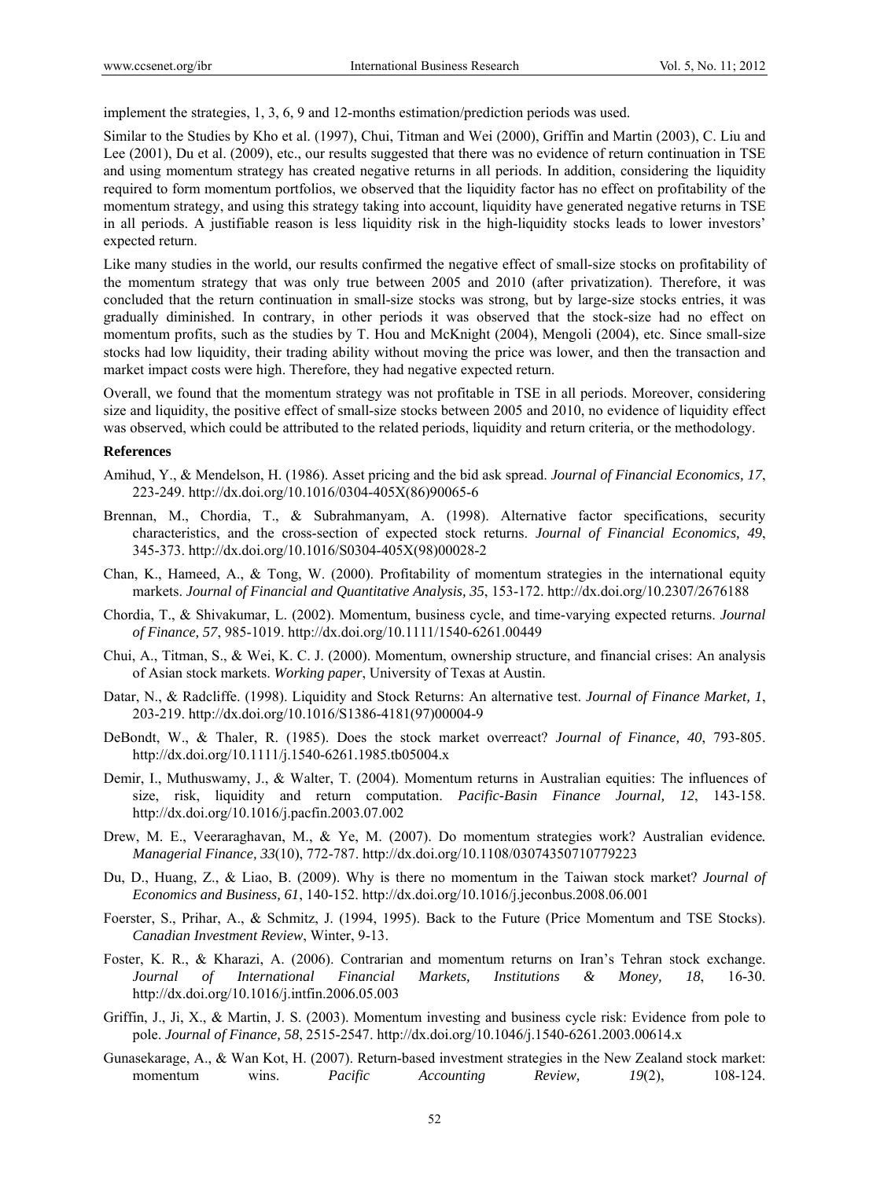implement the strategies, 1, 3, 6, 9 and 12-months estimation/prediction periods was used.

Similar to the Studies by Kho et al. (1997), Chui, Titman and Wei (2000), Griffin and Martin (2003), C. Liu and Lee (2001), Du et al. (2009), etc., our results suggested that there was no evidence of return continuation in TSE and using momentum strategy has created negative returns in all periods. In addition, considering the liquidity required to form momentum portfolios, we observed that the liquidity factor has no effect on profitability of the momentum strategy, and using this strategy taking into account, liquidity have generated negative returns in TSE in all periods. A justifiable reason is less liquidity risk in the high-liquidity stocks leads to lower investors' expected return.

Like many studies in the world, our results confirmed the negative effect of small-size stocks on profitability of the momentum strategy that was only true between 2005 and 2010 (after privatization). Therefore, it was concluded that the return continuation in small-size stocks was strong, but by large-size stocks entries, it was gradually diminished. In contrary, in other periods it was observed that the stock-size had no effect on momentum profits, such as the studies by T. Hou and McKnight (2004), Mengoli (2004), etc. Since small-size stocks had low liquidity, their trading ability without moving the price was lower, and then the transaction and market impact costs were high. Therefore, they had negative expected return.

Overall, we found that the momentum strategy was not profitable in TSE in all periods. Moreover, considering size and liquidity, the positive effect of small-size stocks between 2005 and 2010, no evidence of liquidity effect was observed, which could be attributed to the related periods, liquidity and return criteria, or the methodology.

**References**

Amihud, Y., & Mendelson, H. (1986). Asset pricing and the bid ask spread. *Journal of Financial Economics, 17*, 223-249. http://dx.doi.org/10.1016/0304-405X(86)90065-6

Brennan, M., Chordia, T., & Subrahmanyam, A. (1998). Alternative factor specifications, security characteristics, and the cross-section of expected stock returns. *Journal of Financial Economics, 49*, 345-373. http://dx.doi.org/10.1016/S0304-405X(98)00028-2

Chan, K., Hameed, A., & Tong, W. (2000). Profitability of momentum strategies in the international equity markets. *Journal of Financial and Quantitative Analysis, 35*, 153-172. http://dx.doi.org/10.2307/2676188

Chordia, T., & Shivakumar, L. (2002). Momentum, business cycle, and time-varying expected returns. *Journal of Finance, 57*, 985-1019. http://dx.doi.org/10.1111/1540-6261.00449

Chui, A., Titman, S., & Wei, K. C. J. (2000). Momentum, ownership structure, and financial crises: An analysis of Asian stock markets. *Working paper*, University of Texas at Austin.

Datar, N., & Radcliffe. (1998). Liquidity and Stock Returns: An alternative test. *Journal of Finance Market, 1*, 203-219. http://dx.doi.org/10.1016/S1386-4181(97)00004-9

DeBondt, W., & Thaler, R. (1985). Does the stock market overreact? *Journal of Finance, 40*, 793-805. http://dx.doi.org/10.1111/j.1540-6261.1985.tb05004.x

Demir, I., Muthuswamy, J., & Walter, T. (2004). Momentum returns in Australian equities: The influences of size, risk, liquidity and return computation. *Pacific-Basin Finance Journal, 12*, 143-158. http://dx.doi.org/10.1016/j.pacfin.2003.07.002

Drew, M. E., Veeraraghavan, M., & Ye, M. (2007). Do momentum strategies work? Australian evidence. *Managerial Finance, 33*(10), 772-787. http://dx.doi.org/10.1108/03074350710779223

Du, D., Huang, Z., & Liao, B. (2009). Why is there no momentum in the Taiwan stock market? *Journal of Economics and Business, 61*, 140-152. http://dx.doi.org/10.1016/j.jeconbus.2008.06.001

Foerster, S., Prihar, A., & Schmitz, J. (1994, 1995). Back to the Future (Price Momentum and TSE Stocks). *Canadian Investment Review*, Winter, 9-13.

Foster, K. R., & Kharazi, A. (2006). Contrarian and momentum returns on Iran's Tehran stock exchange. *Journal of International Financial Markets, Institutions & Money, 18*, 16-30. http://dx.doi.org/10.1016/j.intfin.2006.05.003

Griffin, J., Ji, X., & Martin, J. S. (2003). Momentum investing and business cycle risk: Evidence from pole to pole. *Journal of Finance, 58*, 2515-2547. http://dx.doi.org/10.1046/j.1540-6261.2003.00614.x

Gunasekarage, A., & Wan Kot, H. (2007). Return-based investment strategies in the New Zealand stock market: momentum wins. *Pacific Accounting Review, 19*(2), 108-124.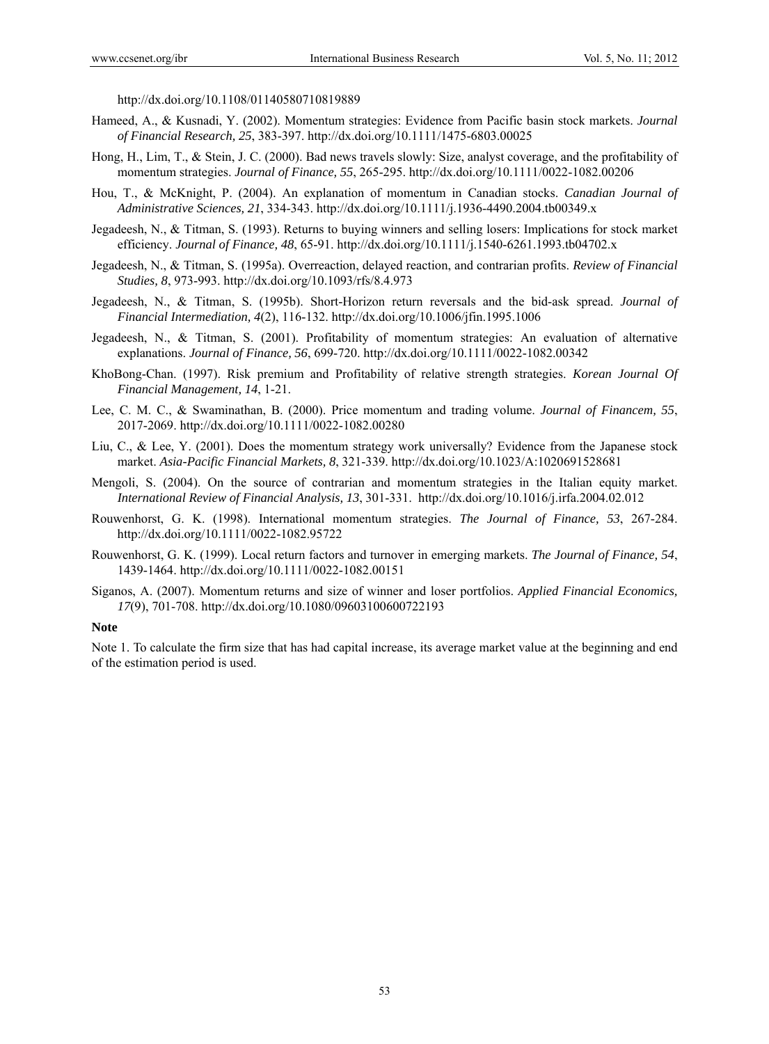http://dx.doi.org/10.1108/01140580710819889

Hameed, A., & Kusnadi, Y. (2002). Momentum strategies: Evidence from Pacific basin stock markets. *Journal of Financial Research, 25*, 383-397. http://dx.doi.org/10.1111/1475-6803.00025

Hong, H., Lim, T., & Stein, J. C. (2000). Bad news travels slowly: Size, analyst coverage, and the profitability of momentum strategies. *Journal of Finance, 55*, 265-295. http://dx.doi.org/10.1111/0022-1082.00206

Hou, T., & McKnight, P. (2004). An explanation of momentum in Canadian stocks. *Canadian Journal of Administrative Sciences, 21*, 334-343. http://dx.doi.org/10.1111/j.1936-4490.2004.tb00349.x

Jegadeesh, N., & Titman, S. (1993). Returns to buying winners and selling losers: Implications for stock market efficiency. *Journal of Finance, 48*, 65-91. http://dx.doi.org/10.1111/j.1540-6261.1993.tb04702.x

Jegadeesh, N., & Titman, S. (1995a). Overreaction, delayed reaction, and contrarian profits. *Review of Financial Studies, 8*, 973-993. http://dx.doi.org/10.1093/rfs/8.4.973

Jegadeesh, N., & Titman, S. (1995b). Short-Horizon return reversals and the bid-ask spread. *Journal of Financial Intermediation, 4*(2), 116-132. http://dx.doi.org/10.1006/jfin.1995.1006

Jegadeesh, N., & Titman, S. (2001). Profitability of momentum strategies: An evaluation of alternative explanations. *Journal of Finance, 56*, 699-720. http://dx.doi.org/10.1111/0022-1082.00342

KhoBong-Chan. (1997). Risk premium and Profitability of relative strength strategies. *Korean Journal Of Financial Management, 14*, 1-21.

Lee, C. M. C., & Swaminathan, B. (2000). Price momentum and trading volume. *Journal of Financem, 55*, 2017-2069. http://dx.doi.org/10.1111/0022-1082.00280

Liu, C., & Lee, Y. (2001). Does the momentum strategy work universally? Evidence from the Japanese stock market. *Asia-Pacific Financial Markets, 8*, 321-339. http://dx.doi.org/10.1023/A:1020691528681

Mengoli, S. (2004). On the source of contrarian and momentum strategies in the Italian equity market. *International Review of Financial Analysis, 13*, 301-331. http://dx.doi.org/10.1016/j.irfa.2004.02.012

Rouwenhorst, G. K. (1998). International momentum strategies. *The Journal of Finance, 53*, 267-284. http://dx.doi.org/10.1111/0022-1082.95722

Rouwenhorst, G. K. (1999). Local return factors and turnover in emerging markets. *The Journal of Finance, 54*, 1439-1464. http://dx.doi.org/10.1111/0022-1082.00151

Siganos, A. (2007). Momentum returns and size of winner and loser portfolios. *Applied Financial Economics, 17*(9), 701-708. http://dx.doi.org/10.1080/09603100600722193

**Note**

Note 1. To calculate the firm size that has had capital increase, its average market value at the beginning and end of the estimation period is used.